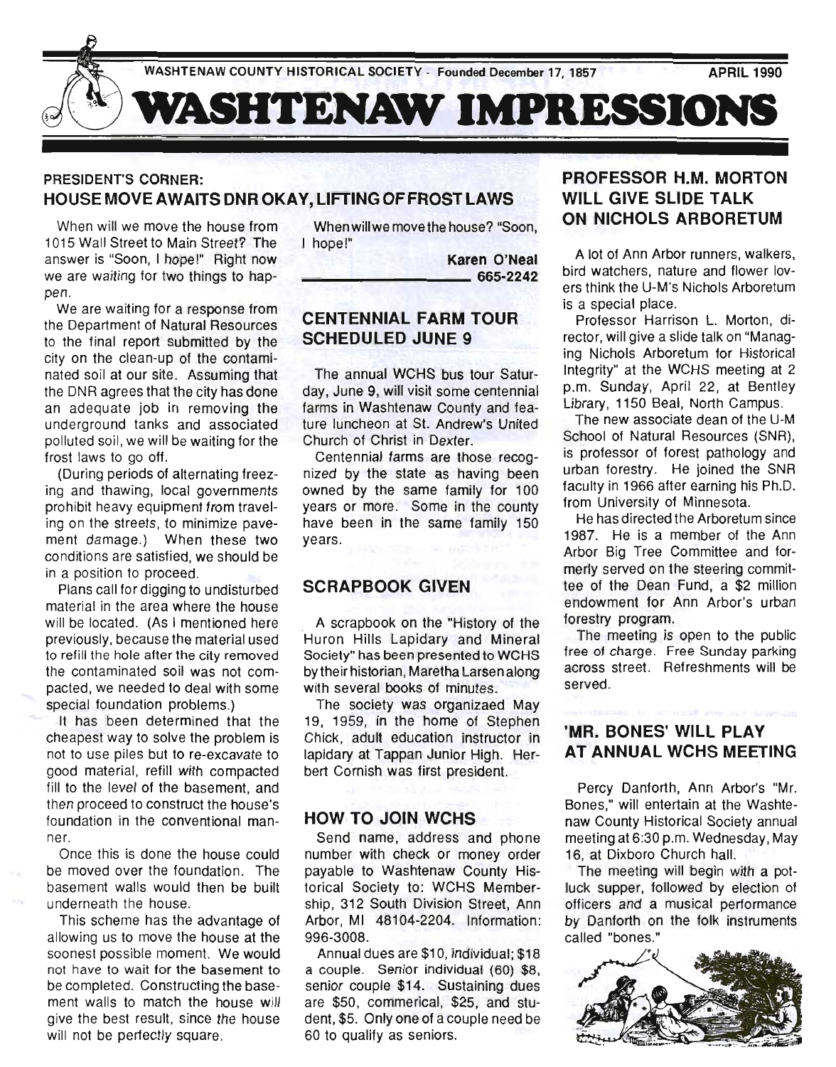WASHTENAW COUNTY HISTORICAL SOCIETY - Founded December 17, 1857 APRIL 1990

# WASHTENAW IMPRESSIONS

## PRESIDENT'S CORNER: HOUSE MOVE AWAITS DNR OKAY, LIFTING OF FROST LAWS

When will we move the house from 1015 Wall Street to Main Street? The answer is "Soon, I hope!" Right now we are waiting for two things to happen.

We are waiting for a response from the Department of Natural Resources to the final report submitted by the city on the clean-up of the contaminated soil at our site. Assuming that the DNR agrees that the city has done an adequate job in removing the underground tanks and associated polluted soil, we will be waiting for the frost laws to go off.

(During periods of alternating freezing and thawing, local governments prohibit heavy equipment from traveling on the streets, to minimize pavement damage.) When these two conditions are satisfied, we should be in a position to proceed.

Plans call for digging to undisturbed material in the area where the house will be located. (As I mentioned here previously, because the material used to refill the hole after the city removed the contaminated soil was not compacted, we needed to deal with some special foundation problems.)

It has been determined that the cheapest way to solve the problem is not to use piles but to re-excavate to good material, refill with compacted fill to the level of the basement, and then proceed to construct the house's foundation in the conventional manner.

Once this is done the house could be moved over the foundation. The basement walls would then be built underneath the house.

This scheme has the advantage of allowing us to move the house at the soonest possible moment. We would not have to wait for the basement to be completed. Constructing the basement walls to match the house will give the best result, since the house will not be perfectly square.

When will we move the house? "Soon, I hope!"

**Karen O'Neal**
**665-2242**

## CENTENNIAL FARM TOUR SCHEDULED JUNE 9

The annual WCHS bus tour Saturday, June 9, will visit some centennial farms in Washtenaw County and feature luncheon at St. Andrew's United Church of Christ in Dexter.

Centennial farms are those recognized by the state as having been owned by the same family for 100 years or more. Some in the county have been in the same family 150 years.

## SCRAPBOOK GIVEN

A scrapbook on the "History of the Huron Hills Lapidary and Mineral Society" has been presented to WCHS by their historian, Maretha Larsen along with several books of minutes.

The society was organizaed May 19, 1959, in the home of Stephen Chick, adult education instructor in lapidary at Tappan Junior High. Herbert Cornish was first president.

## HOW TO JOIN WCHS

Send name, address and phone number with check or money order payable to Washtenaw County Historical Society to: WCHS Membership, 312 South Division Street, Ann Arbor, MI 48104-2204. Information: 996-3008.

Annual dues are $10, individual; $18 a couple. Senior individual (60) $8, senior couple $14. Sustaining dues are $50, commerical, $25, and student, $5. Only one of a couple need be 60 to qualify as seniors.

## PROFESSOR H.M. MORTON WILL GIVE SLIDE TALK ON NICHOLS ARBORETUM

A lot of Ann Arbor runners, walkers, bird watchers, nature and flower lovers think the U-M's Nichols Arboretum is a special place.

Professor Harrison L. Morton, director, will give a slide talk on "Managing Nichols Arboretum for Historical Integrity" at the WCHS meeting at 2 p.m. Sunday, April 22, at Bentley Library, 1150 Beal, North Campus.

The new associate dean of the U-M School of Natural Resources (SNR), is professor of forest pathology and urban forestry. He joined the SNR faculty in 1966 after earning his Ph.D. from University of Minnesota.

He has directed the Arboretum since 1987. He is a member of the Ann Arbor Big Tree Committee and formerly served on the steering committee of the Dean Fund, a $2 million endowment for Ann Arbor's urban forestry program.

The meeting is open to the public free of charge. Free Sunday parking across street. Refreshments will be served.

## 'MR. BONES' WILL PLAY AT ANNUAL WCHS MEETING

Percy Danforth, Ann Arbor's "Mr. Bones," will entertain at the Washtenaw County Historical Society annual meeting at 6:30 p.m. Wednesday, May 16, at Dixboro Church hall.

The meeting will begin with a potluck supper, followed by election of officers and a musical performance by Danforth on the folk instruments called "bones."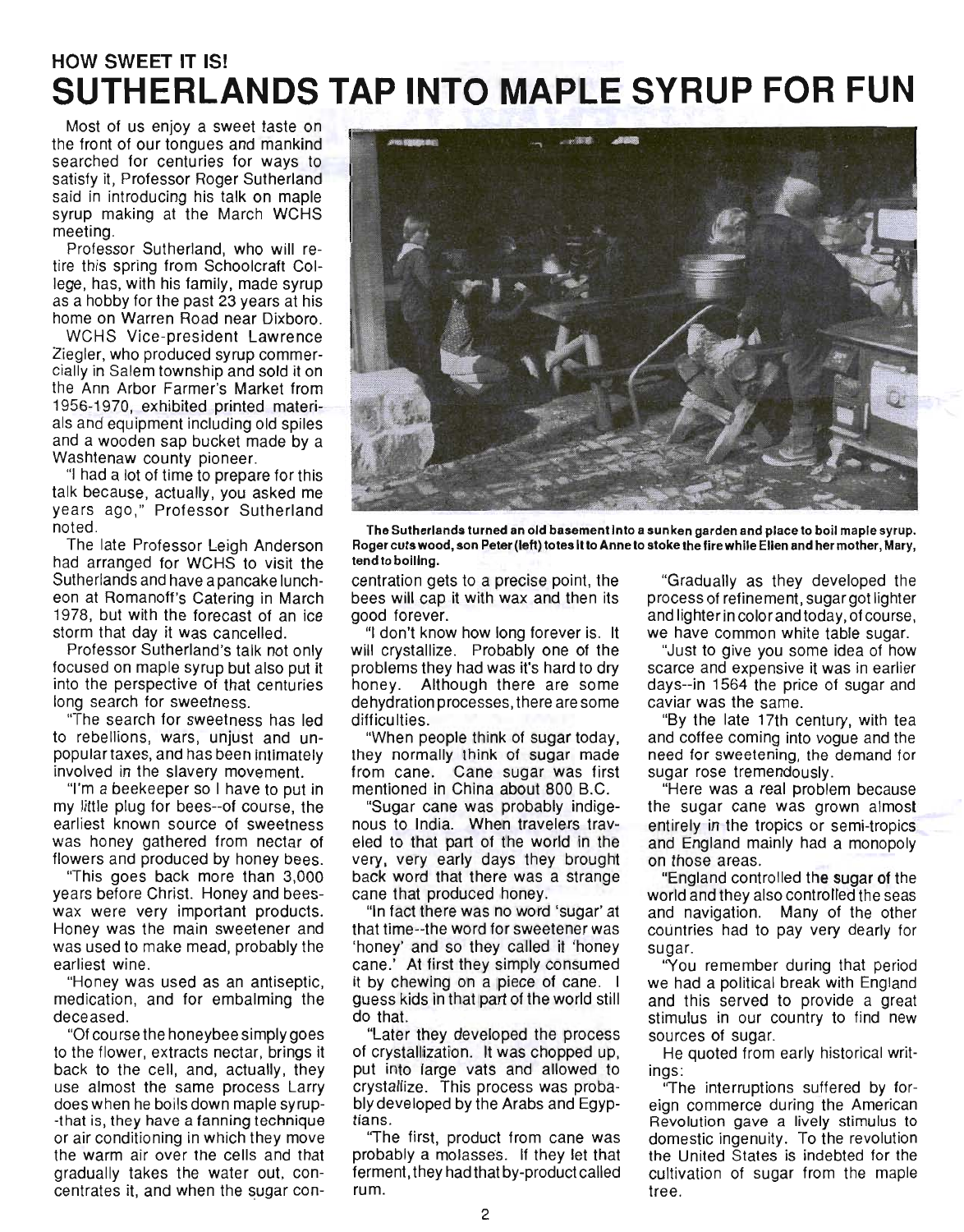### HOW SWEET IT IS!

# SUTHERLANDS TAP INTO MAPLE SYRUP FOR FUN

Most of us enjoy a sweet taste on the front of our tongues and mankind searched for centuries for ways to satisfy it, Professor Roger Sutherland said in introducing his talk on maple syrup making at the March WCHS meeting.

Professor Sutherland, who will retire this spring from Schoolcraft College, has, with his family, made syrup as a hobby for the past 23 years at his home on Warren Road near Dixboro.

WCHS Vice-president Lawrence Ziegler, who produced syrup commercially in Salem township and sold it on the Ann Arbor Farmer's Market from 1956-1970, exhibited printed materials and equipment including old spiles and a wooden sap bucket made by a Washtenaw county pioneer.

"I had a lot of time to prepare for this talk because, actually, you asked me years ago," Professor Sutherland noted.

The late Professor Leigh Anderson had arranged for WCHS to visit the Sutherlands and have a pancake luncheon at Romanoff's Catering in March 1978, but with the forecast of an ice storm that day it was cancelled.

Professor Sutherland's talk not only focused on maple syrup but also put it into the perspective of that centuries long search for sweetness.

"The search for sweetness has led to rebellions, wars, unjust and unpopular taxes, and has been intimately involved in the slavery movement.

"I'm a beekeeper so I have to put in my little plug for bees--of course, the earliest known source of sweetness was honey gathered from nectar of flowers and produced by honey bees.

"This goes back more than 3,000 years before Christ. Honey and beeswax were very important products. Honey was the main sweetener and was used to make mead, probably the earliest wine.

"Honey was used as an antiseptic, medication, and for embalming the deceased.

"Of course the honeybee simply goes to the flower, extracts nectar, brings it back to the cell, and, actually, they use almost the same process Larry does when he boils down maple syrup--that is, they have a fanning technique or air conditioning in which they move the warm air over the cells and that gradually takes the water out, concentrates it, and when the sugar concentration gets to a precise point, the bees will cap it with wax and then its good forever.

**The Sutherlands turned an old basement into a sunken garden and place to boil maple syrup. Roger cuts wood, son Peter (left) totes it to Anne to stoke the fire while Ellen and her mother, Mary, tend to boiling.**

"I don't know how long forever is. It will crystallize. Probably one of the problems they had was it's hard to dry honey. Although there are some dehydration processes, there are some difficulties.

"When people think of sugar today, they normally think of sugar made from cane. Cane sugar was first mentioned in China about 800 B.C.

"Sugar cane was probably indigenous to India. When travelers traveled to that part of the world in the very, very early days they brought back word that there was a strange cane that produced honey.

"In fact there was no word 'sugar' at that time--the word for sweetener was 'honey' and so they called it 'honey cane.' At first they simply consumed it by chewing on a piece of cane. I guess kids in that part of the world still do that.

"Later they developed the process of crystallization. It was chopped up, put into large vats and allowed to crystallize. This process was probably developed by the Arabs and Egyptians.

"The first, product from cane was probably a molasses. If they let that ferment, they had that by-product called rum.

"Gradually as they developed the process of refinement, sugar got lighter and lighter in color and today, of course, we have common white table sugar.

"Just to give you some idea of how scarce and expensive it was in earlier days--in 1564 the price of sugar and caviar was the same.

"By the late 17th century, with tea and coffee coming into vogue and the need for sweetening, the demand for sugar rose tremendously.

"Here was a real problem because the sugar cane was grown almost entirely in the tropics or semi-tropics and England mainly had a monopoly on those areas.

"England controlled the sugar of the world and they also controlled the seas and navigation. Many of the other countries had to pay very dearly for sugar.

"You remember during that period we had a political break with England and this served to provide a great stimulus in our country to find new sources of sugar.

He quoted from early historical writings:

"The interruptions suffered by foreign commerce during the American Revolution gave a lively stimulus to domestic ingenuity. To the revolution the United States is indebted for the cultivation of sugar from the maple tree.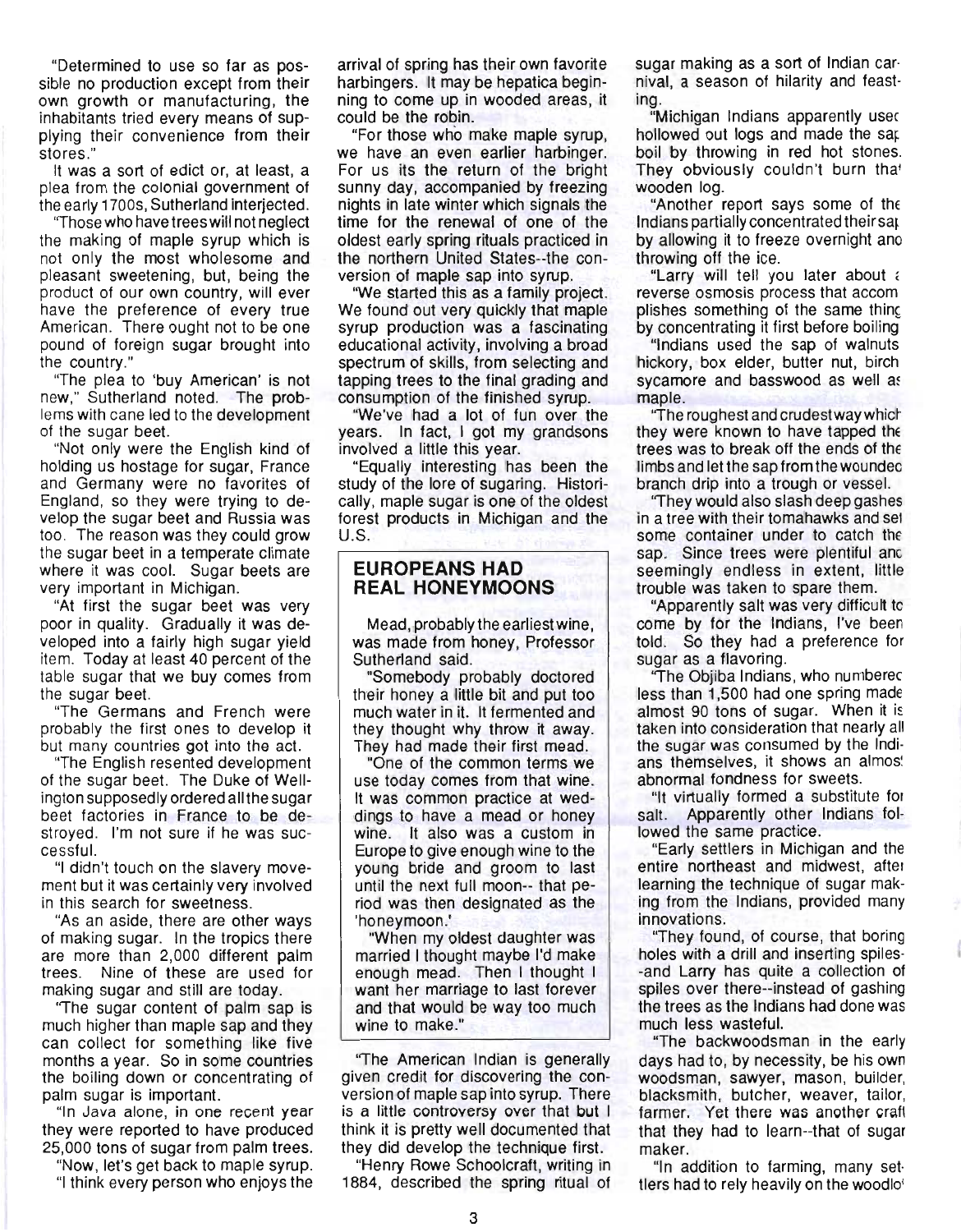"Determined to use so far as possible no production except from their own growth or manufacturing, the inhabitants tried every means of supplying their convenience from their stores."

It was a sort of edict or, at least, a plea from the colonial government of the early 1700s, Sutherland interjected.

"Those who have trees will not neglect the making of maple syrup which is not only the most wholesome and pleasant sweetening, but, being the product of our own country, will ever have the preference of every true American. There ought not to be one pound of foreign sugar brought into the country."

"The plea to 'buy American' is not new," Sutherland noted. The problems with cane led to the development of the sugar beet.

"Not only were the English kind of holding us hostage for sugar, France and Germany were no favorites of England, so they were trying to develop the sugar beet and Russia was too. The reason was they could grow the sugar beet in a temperate climate where it was cool. Sugar beets are very important in Michigan.

"At first the sugar beet was very poor in quality. Gradually it was developed into a fairly high sugar yield item. Today at least 40 percent of the table sugar that we buy comes from the sugar beet.

"The Germans and French were probably the first ones to develop it but many countries got into the act.

"The English resented development of the sugar beet. The Duke of Wellington supposedly ordered all the sugar beet factories in France to be destroyed. I'm not sure if he was successful.

"I didn't touch on the slavery movement but it was certainly very involved in this search for sweetness.

"As an aside, there are other ways of making sugar. In the tropics there are more than 2,000 different palm trees. Nine of these are used for making sugar and still are today.

"The sugar content of palm sap is much higher than maple sap and they can collect for something like five months a year. So in some countries the boiling down or concentrating of palm sugar is important.

"In Java alone, in one recent year they were reported to have produced 25,000 tons of sugar from palm trees.

"Now, let's get back to maple syrup.

"I think every person who enjoys the arrival of spring has their own favorite harbingers. It may be hepatica beginning to come up in wooded areas, it could be the robin.

"For those who make maple syrup, we have an even earlier harbinger. For us its the return of the bright sunny day, accompanied by freezing nights in late winter which signals the time for the renewal of one of the oldest early spring rituals practiced in the northern United States--the conversion of maple sap into syrup.

"We started this as a family project. We found out very quickly that maple syrup production was a fascinating educational activity, involving a broad spectrum of skills, from selecting and tapping trees to the final grading and consumption of the finished syrup.

"We've had a lot of fun over the years. In fact, I got my grandsons involved a little this year.

"Equally interesting has been the study of the lore of sugaring. Historically, maple sugar is one of the oldest forest products in Michigan and the U.S.

## EUROPEANS HAD REAL HONEYMOONS

Mead, probably the earliest wine, was made from honey, Professor Sutherland said.

"Somebody probably doctored their honey a little bit and put too much water in it. It fermented and they thought why throw it away. They had made their first mead.

"One of the common terms we use today comes from that wine. It was common practice at weddings to have a mead or honey wine. It also was a custom in Europe to give enough wine to the young bride and groom to last until the next full moon-- that period was then designated as the 'honeymoon.'

"When my oldest daughter was married I thought maybe I'd make enough mead. Then I thought I want her marriage to last forever and that would be way too much wine to make."

"The American Indian is generally given credit for discovering the conversion of maple sap into syrup. There is a little controversy over that but I think it is pretty well documented that they did develop the technique first.

"Henry Rowe Schoolcraft, writing in 1884, described the spring ritual of sugar making as a sort of Indian carnival, a season of hilarity and feasting.

"Michigan Indians apparently used hollowed out logs and made the sap boil by throwing in red hot stones. They obviously couldn't burn that wooden log.

"Another report says some of the Indians partially concentrated their sap by allowing it to freeze overnight and throwing off the ice.

"Larry will tell you later about a reverse osmosis process that accomplishes something of the same thing by concentrating it first before boiling.

"Indians used the sap of walnuts, hickory, box elder, butter nut, birch, sycamore and basswood as well as maple.

"The roughest and crudest way which they were known to have tapped the trees was to break off the ends of the limbs and let the sap from the wounded branch drip into a trough or vessel.

"They would also slash deep gashes in a tree with their tomahawks and set some container under to catch the sap. Since trees were plentiful and seemingly endless in extent, little trouble was taken to spare them.

"Apparently salt was very difficult to come by for the Indians, I've been told. So they had a preference for sugar as a flavoring.

"The Objiba Indians, who numbered less than 1,500 had one spring made almost 90 tons of sugar. When it is taken into consideration that nearly all the sugar was consumed by the Indians themselves, it shows an almost abnormal fondness for sweets.

"It virtually formed a substitute for salt. Apparently other Indians followed the same practice.

"Early settlers in Michigan and the entire northeast and midwest, after learning the technique of sugar making from the Indians, provided many innovations.

"They found, of course, that boring holes with a drill and inserting spiles--and Larry has quite a collection of spiles over there--instead of gashing the trees as the Indians had done was much less wasteful.

"The backwoodsman in the early days had to, by necessity, be his own woodsman, sawyer, mason, builder, blacksmith, butcher, weaver, tailor, farmer. Yet there was another craft that they had to learn--that of sugar maker.

"In addition to farming, many settlers had to rely heavily on the woodlot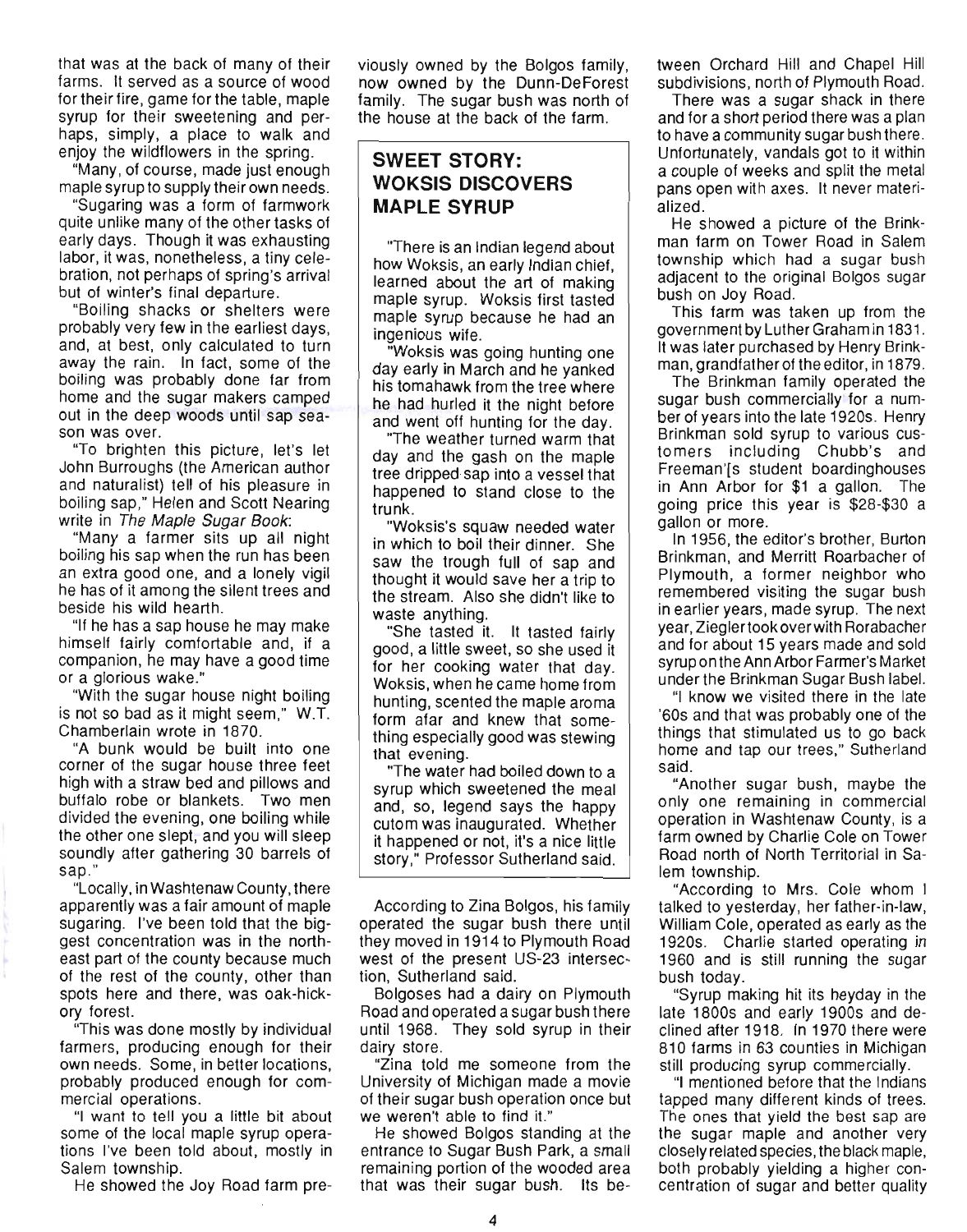that was at the back of many of their farms. It served as a source of wood for their fire, game for the table, maple syrup for their sweetening and perhaps, simply, a place to walk and enjoy the wildflowers in the spring.

"Many, of course, made just enough maple syrup to supply their own needs.

"Sugaring was a form of farmwork quite unlike many of the other tasks of early days. Though it was exhausting labor, it was, nonetheless, a tiny celebration, not perhaps of spring's arrival but of winter's final departure.

"Boiling shacks or shelters were probably very few in the earliest days, and, at best, only calculated to turn away the rain. In fact, some of the boiling was probably done far from home and the sugar makers camped out in the deep woods until sap season was over.

"To brighten this picture, let's let John Burroughs (the American author and naturalist) tell of his pleasure in boiling sap," Helen and Scott Nearing write in *The Maple Sugar Book*:

"Many a farmer sits up all night boiling his sap when the run has been an extra good one, and a lonely vigil he has of it among the silent trees and beside his wild hearth.

"If he has a sap house he may make himself fairly comfortable and, if a companion, he may have a good time or a glorious wake."

"With the sugar house night boiling is not so bad as it might seem," W.T. Chamberlain wrote in 1870.

"A bunk would be built into one corner of the sugar house three feet high with a straw bed and pillows and buffalo robe or blankets. Two men divided the evening, one boiling while the other one slept, and you will sleep soundly after gathering 30 barrels of sap."

"Locally, in Washtenaw County, there apparently was a fair amount of maple sugaring. I've been told that the biggest concentration was in the northeast part of the county because much of the rest of the county, other than spots here and there, was oak-hickory forest.

"This was done mostly by individual farmers, producing enough for their own needs. Some, in better locations, probably produced enough for commercial operations.

"I want to tell you a little bit about some of the local maple syrup operations I've been told about, mostly in Salem township.

He showed the Joy Road farm previously owned by the Bolgos family, now owned by the Dunn-DeForest family. The sugar bush was north of the house at the back of the farm.

## SWEET STORY: WOKSIS DISCOVERS MAPLE SYRUP

"There is an Indian legend about how Woksis, an early Indian chief, learned about the art of making maple syrup. Woksis first tasted maple syrup because he had an ingenious wife.

"Woksis was going hunting one day early in March and he yanked his tomahawk from the tree where he had hurled it the night before and went off hunting for the day.

"The weather turned warm that day and the gash on the maple tree dripped sap into a vessel that happened to stand close to the trunk.

"Woksis's squaw needed water in which to boil their dinner. She saw the trough full of sap and thought it would save her a trip to the stream. Also she didn't like to waste anything.

"She tasted it. It tasted fairly good, a little sweet, so she used it for her cooking water that day. Woksis, when he came home from hunting, scented the maple aroma form afar and knew that something especially good was stewing that evening.

"The water had boiled down to a syrup which sweetened the meal and, so, legend says the happy cutom was inaugurated. Whether it happened or not, it's a nice little story," Professor Sutherland said.

According to Zina Bolgos, his family operated the sugar bush there until they moved in 1914 to Plymouth Road west of the present US-23 intersection, Sutherland said.

Bolgoses had a dairy on Plymouth Road and operated a sugar bush there until 1968. They sold syrup in their dairy store.

"Zina told me someone from the University of Michigan made a movie of their sugar bush operation once but we weren't able to find it."

He showed Bolgos standing at the entrance to Sugar Bush Park, a small remaining portion of the wooded area that was their sugar bush. Its between Orchard Hill and Chapel Hill subdivisions, north of Plymouth Road.

There was a sugar shack in there and for a short period there was a plan to have a community sugar bush there. Unfortunately, vandals got to it within a couple of weeks and split the metal pans open with axes. It never materialized.

He showed a picture of the Brinkman farm on Tower Road in Salem township which had a sugar bush adjacent to the original Bolgos sugar bush on Joy Road.

This farm was taken up from the government by Luther Graham in 1831. It was later purchased by Henry Brinkman, grandfather of the editor, in 1879.

The Brinkman family operated the sugar bush commercially for a number of years into the late 1920s. Henry Brinkman sold syrup to various customers including Chubb's and Freeman'[s student boardinghouses in Ann Arbor for $1 a gallon. The going price this year is $28-$30 a gallon or more.

In 1956, the editor's brother, Burton Brinkman, and Merritt Roarbacher of Plymouth, a former neighbor who remembered visiting the sugar bush in earlier years, made syrup. The next year, Ziegler took over with Rorabacher and for about 15 years made and sold syrup on the Ann Arbor Farmer's Market under the Brinkman Sugar Bush label.

"I know we visited there in the late '60s and that was probably one of the things that stimulated us to go back home and tap our trees," Sutherland said.

"Another sugar bush, maybe the only one remaining in commercial operation in Washtenaw County, is a farm owned by Charlie Cole on Tower Road north of North Territorial in Salem township.

"According to Mrs. Cole whom I talked to yesterday, her father-in-law, William Cole, operated as early as the 1920s. Charlie started operating in 1960 and is still running the sugar bush today.

"Syrup making hit its heyday in the late 1800s and early 1900s and declined after 1918. In 1970 there were 810 farms in 63 counties in Michigan still producing syrup commercially.

"I mentioned before that the Indians tapped many different kinds of trees. The ones that yield the best sap are the sugar maple and another very closely related species, the black maple, both probably yielding a higher concentration of sugar and better quality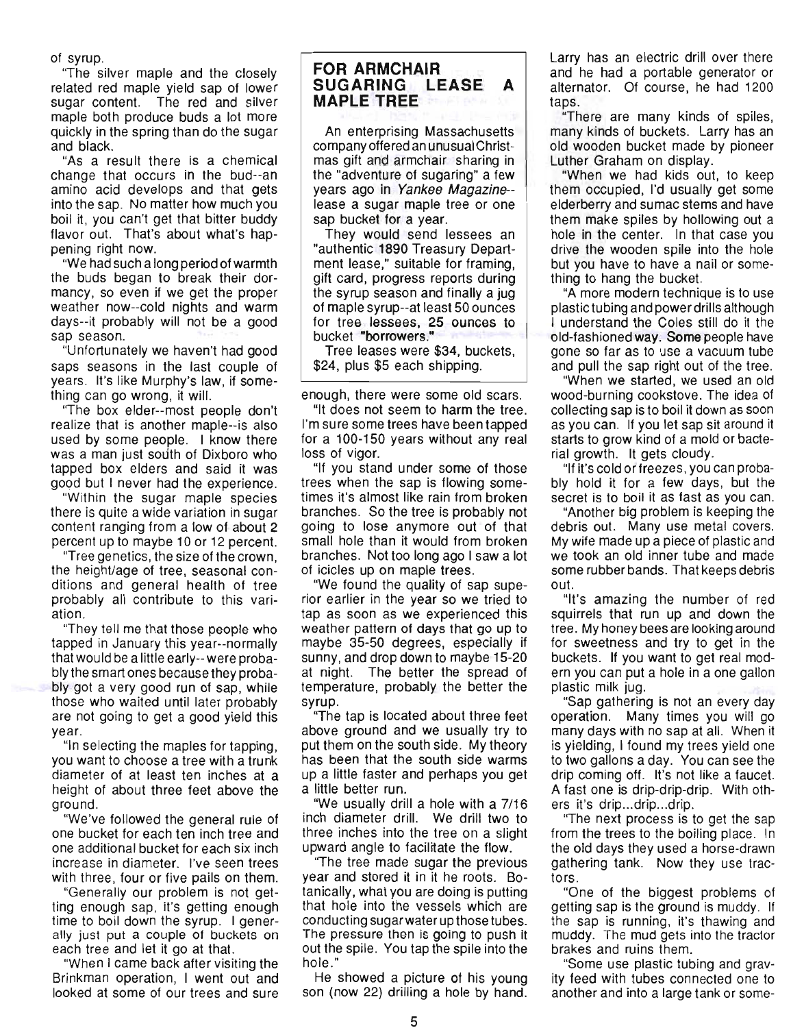of syrup.

"The silver maple and the closely related red maple yield sap of lower sugar content. The red and silver maple both produce buds a lot more quickly in the spring than do the sugar and black.

"As a result there is a chemical change that occurs in the bud--an amino acid develops and that gets into the sap. No matter how much you boil it, you can't get that bitter buddy flavor out. That's about what's happening right now.

"We had such a long period of warmth the buds began to break their dormancy, so even if we get the proper weather now--cold nights and warm days--it probably will not be a good sap season.

"Unfortunately we haven't had good saps seasons in the last couple of years. It's like Murphy's law, if something can go wrong, it will.

"The box elder--most people don't realize that is another maple--is also used by some people. I know there was a man just south of Dixboro who tapped box elders and said it was good but I never had the experience.

"Within the sugar maple species there is quite a wide variation in sugar content ranging from a low of about 2 percent up to maybe 10 or 12 percent.

"Tree genetics, the size of the crown, the height/age of tree, seasonal conditions and general health of tree probably all contribute to this variation.

"They tell me that those people who tapped in January this year--normally that would be a little early--were probably the smart ones because they probably got a very good run of sap, while those who waited until later probably are not going to get a good yield this year.

"In selecting the maples for tapping, you want to choose a tree with a trunk diameter of at least ten inches at a height of about three feet above the ground.

"We've followed the general rule of one bucket for each ten inch tree and one additional bucket for each six inch increase in diameter. I've seen trees with three, four or five pails on them.

"Generally our problem is not getting enough sap, it's getting enough time to boil down the syrup. I generally just put a couple of buckets on each tree and let it go at that.

"When I came back after visiting the Brinkman operation, I went out and looked at some of our trees and sure enough, there were some old scars.

"It does not seem to harm the tree. I'm sure some trees have been tapped for a 100-150 years without any real loss of vigor.

"If you stand under some of those trees when the sap is flowing sometimes it's almost like rain from broken branches. So the tree is probably not going to lose anymore out of that small hole than it would from broken branches. Not too long ago I saw a lot of icicles up on maple trees.

"We found the quality of sap superior earlier in the year so we tried to tap as soon as we experienced this weather pattern of days that go up to maybe 35-50 degrees, especially if sunny, and drop down to maybe 15-20 at night. The better the spread of temperature, probably the better the syrup.

"The tap is located about three feet above ground and we usually try to put them on the south side. My theory has been that the south side warms up a little faster and perhaps you get a little better run.

"We usually drill a hole with a 7/16 inch diameter drill. We drill two to three inches into the tree on a slight upward angle to facilitate the flow.

"The tree made sugar the previous year and stored it in it he roots. Botanically, what you are doing is putting that hole into the vessels which are conducting sugar water up those tubes. The pressure then is going to push it out the spile. You tap the spile into the hole."

He showed a picture of his young son (now 22) drilling a hole by hand. Larry has an electric drill over there and he had a portable generator or alternator. Of course, he had 1200 taps.

"There are many kinds of spiles, many kinds of buckets. Larry has an old wooden bucket made by pioneer Luther Graham on display.

"When we had kids out, to keep them occupied, I'd usually get some elderberry and sumac stems and have them make spiles by hollowing out a hole in the center. In that case you drive the wooden spile into the hole but you have to have a nail or something to hang the bucket.

"A more modern technique is to use plastic tubing and power drills although I understand the Coles still do it the old-fashioned way. Some people have gone so far as to use a vacuum tube and pull the sap right out of the tree.

"When we started, we used an old wood-burning cookstove. The idea of collecting sap is to boil it down as soon as you can. If you let sap sit around it starts to grow kind of a mold or bacterial growth. It gets cloudy.

"If it's cold or freezes, you can probably hold it for a few days, but the secret is to boil it as fast as you can.

"Another big problem is keeping the debris out. Many use metal covers. My wife made up a piece of plastic and we took an old inner tube and made some rubber bands. That keeps debris out.

"It's amazing the number of red squirrels that run up and down the tree. My honey bees are looking around for sweetness and try to get in the buckets. If you want to get real modern you can put a hole in a one gallon plastic milk jug.

"Sap gathering is not an every day operation. Many times you will go many days with no sap at all. When it is yielding, I found my trees yield one to two gallons a day. You can see the drip coming off. It's not like a faucet. A fast one is drip-drip-drip. With others it's drip...drip...drip.

"The next process is to get the sap from the trees to the boiling place. In the old days they used a horse-drawn gathering tank. Now they use tractors.

"One of the biggest problems of getting sap is the ground is muddy. If the sap is running, it's thawing and muddy. The mud gets into the tractor brakes and ruins them.

"Some use plastic tubing and gravity feed with tubes connected one to another and into a large tank or some-

## FOR ARMCHAIR SUGARING LEASE A MAPLE TREE

An enterprising Massachusetts company offered an unusual Christmas gift and armchair sharing in the "adventure of sugaring" a few years ago in *Yankee Magazine*--lease a sugar maple tree or one sap bucket for a year.

They would send lessees an "authentic 1890 Treasury Department lease," suitable for framing, gift card, progress reports during the syrup season and finally a jug of maple syrup--at least 50 ounces for tree lessees, 25 ounces to bucket "borrowers."

Tree leases were $34, buckets, $24, plus $5 each shipping.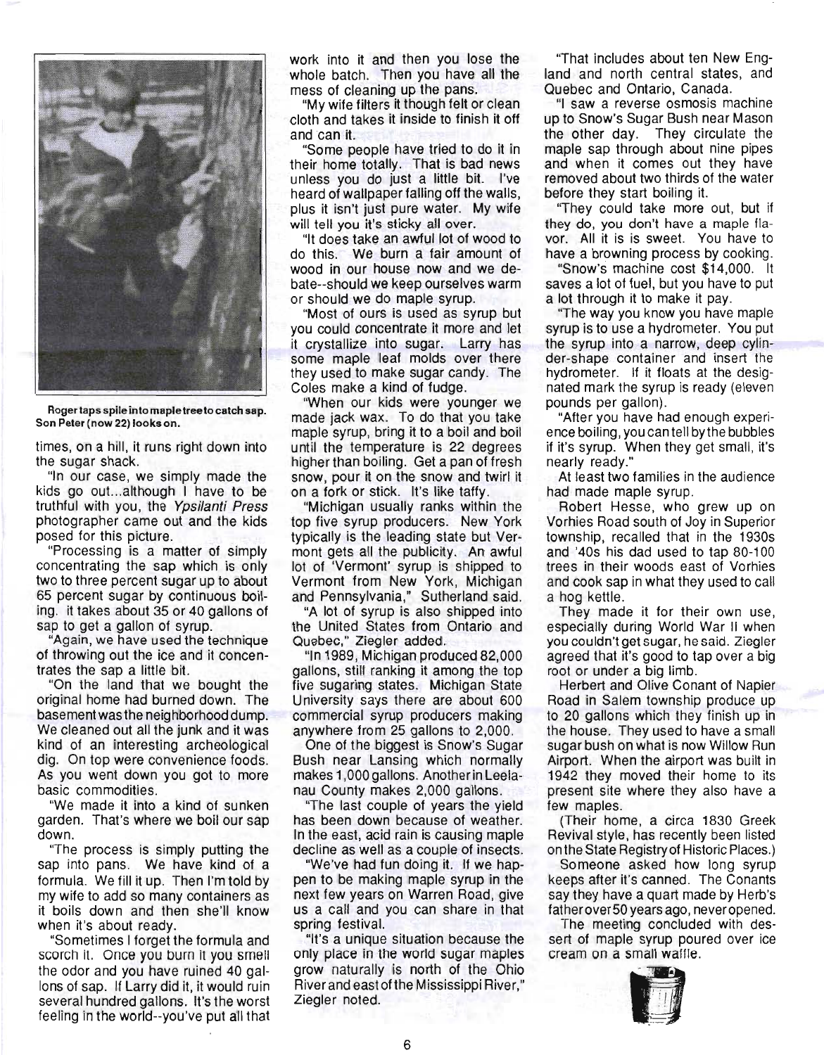Roger taps spile into maple tree to catch sap. Son Peter (now 22) looks on.

times, on a hill, it runs right down into the sugar shack.

"In our case, we simply made the kids go out...although I have to be truthful with you, the *Ypsilanti Press* photographer came out and the kids posed for this picture.

"Processing is a matter of simply concentrating the sap which is only two to three percent sugar up to about 65 percent sugar by continuous boiling. it takes about 35 or 40 gallons of sap to get a gallon of syrup.

"Again, we have used the technique of throwing out the ice and it concentrates the sap a little bit.

"On the land that we bought the original home had burned down. The basement was the neighborhood dump. We cleaned out all the junk and it was kind of an interesting archeological dig. On top were convenience foods. As you went down you got to more basic commodities.

"We made it into a kind of sunken garden. That's where we boil our sap down.

"The process is simply putting the sap into pans. We have kind of a formula. We fill it up. Then I'm told by my wife to add so many containers as it boils down and then she'll know when it's about ready.

"Sometimes I forget the formula and scorch it. Once you burn it you smell the odor and you have ruined 40 gallons of sap. If Larry did it, it would ruin several hundred gallons. It's the worst feeling in the world--you've put all that work into it and then you lose the whole batch. Then you have all the mess of cleaning up the pans.

"My wife filters it though felt or clean cloth and takes it inside to finish it off and can it.

"Some people have tried to do it in their home totally. That is bad news unless you do just a little bit. I've heard of wallpaper falling off the walls, plus it isn't just pure water. My wife will tell you it's sticky all over.

"It does take an awful lot of wood to do this. We burn a fair amount of wood in our house now and we debate--should we keep ourselves warm or should we do maple syrup.

"Most of ours is used as syrup but you could concentrate it more and let it crystallize into sugar. Larry has some maple leaf molds over there they used to make sugar candy. The Coles make a kind of fudge.

"When our kids were younger we made jack wax. To do that you take maple syrup, bring it to a boil and boil until the temperature is 22 degrees higher than boiling. Get a pan of fresh snow, pour it on the snow and twirl it on a fork or stick. It's like taffy.

"Michigan usually ranks within the top five syrup producers. New York typically is the leading state but Vermont gets all the publicity. An awful lot of 'Vermont' syrup is shipped to Vermont from New York, Michigan and Pennsylvania," Sutherland said.

"A lot of syrup is also shipped into the United States from Ontario and Quebec," Ziegler added.

"In 1989, Michigan produced 82,000 gallons, still ranking it among the top five sugaring states. Michigan State University says there are about 600 commercial syrup producers making anywhere from 25 gallons to 2,000.

One of the biggest is Snow's Sugar Bush near Lansing which normally makes 1,000 gallons. Another in Leelanau County makes 2,000 gallons.

"The last couple of years the yield has been down because of weather. In the east, acid rain is causing maple decline as well as a couple of insects.

"We've had fun doing it. If we happen to be making maple syrup in the next few years on Warren Road, give us a call and you can share in that spring festival.

"It's a unique situation because the only place in the world sugar maples grow naturally is north of the Ohio River and east of the Mississippi River," Ziegler noted.

"That includes about ten New England and north central states, and Quebec and Ontario, Canada.

"I saw a reverse osmosis machine up to Snow's Sugar Bush near Mason the other day. They circulate the maple sap through about nine pipes and when it comes out they have removed about two thirds of the water before they start boiling it.

"They could take more out, but if they do, you don't have a maple flavor. All it is is sweet. You have to have a browning process by cooking.

"Snow's machine cost $14,000. It saves a lot of fuel, but you have to put a lot through it to make it pay.

"The way you know you have maple syrup is to use a hydrometer. You put the syrup into a narrow, deep cylinder-shape container and insert the hydrometer. If it floats at the designated mark the syrup is ready (eleven pounds per gallon).

"After you have had enough experience boiling, you can tell by the bubbles if it's syrup. When they get small, it's nearly ready."

At least two families in the audience had made maple syrup.

Robert Hesse, who grew up on Vorhies Road south of Joy in Superior township, recalled that in the 1930s and '40s his dad used to tap 80-100 trees in their woods east of Vorhies and cook sap in what they used to call a hog kettle.

They made it for their own use, especially during World War II when you couldn't get sugar, he said. Ziegler agreed that it's good to tap over a big root or under a big limb.

Herbert and Olive Conant of Napier Road in Salem township produce up to 20 gallons which they finish up in the house. They used to have a small sugar bush on what is now Willow Run Airport. When the airport was built in 1942 they moved their home to its present site where they also have a few maples.

(Their home, a circa 1830 Greek Revival style, has recently been listed on the State Registry of Historic Places.)

Someone asked how long syrup keeps after it's canned. The Conants say they have a quart made by Herb's father over 50 years ago, never opened.

The meeting concluded with dessert of maple syrup poured over ice cream on a small waffle.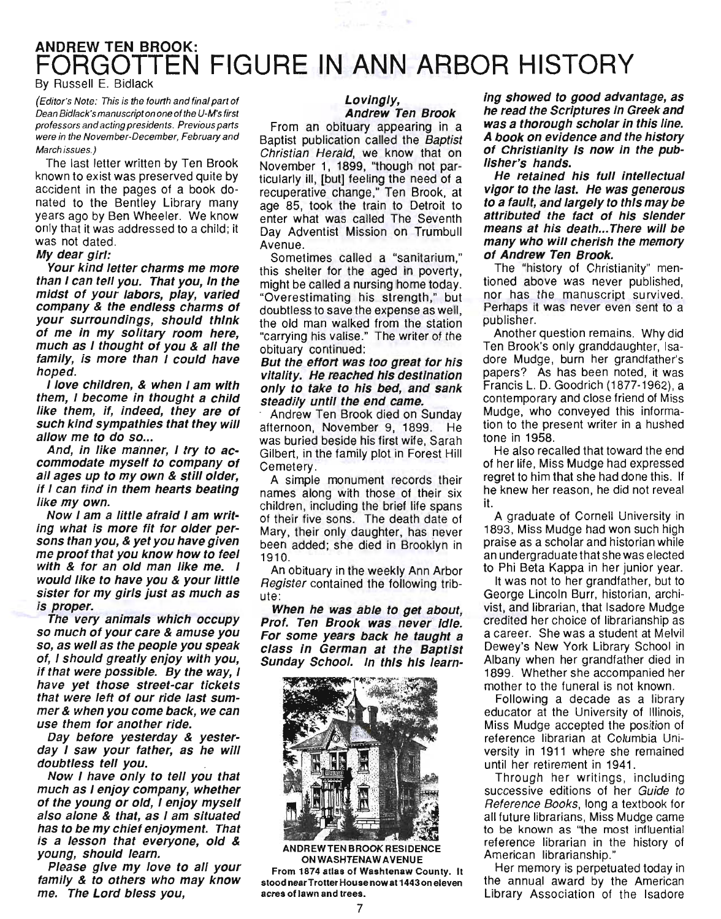## ANDREW TEN BROOK:
# FORGOTTEN FIGURE IN ANN ARBOR HISTORY

By Russell E. Bidlack

*(Editor's Note: This is the fourth and final part of Dean Bidlack's manuscript on one of the U-M's first professors and acting presidents. Previous parts were in the November-December, February and March issues.)*

The last letter written by Ten Brook known to exist was preserved quite by accident in the pages of a book donated to the Bentley Library many years ago by Ben Wheeler. We know only that it was addressed to a child; it was not dated.

***My dear girl:***

***Your kind letter charms me more than I can tell you. That you, in the midst of your labors, play, varied company & the endless charms of your surroundings, should think of me in my solitary room here, much as I thought of you & all the family, is more than I could have hoped.***

***I love children, & when I am with them, I become in thought a child like them, if, indeed, they are of such kind sympathies that they will allow me to do so...***

***And, in like manner, I try to accommodate myself to company of all ages up to my own & still older, if I can find in them hearts beating like my own.***

***Now I am a little afraid I am writing what is more fit for older persons than you, & yet you have given me proof that you know how to feel with & for an old man like me. I would like to have you & your little sister for my girls just as much as is proper.***

***The very animals which occupy so much of your care & amuse you so, as well as the people you speak of, I should greatly enjoy with you, if that were possible. By the way, I have yet those street-car tickets that were left of our ride last summer & when you come back, we can use them for another ride.***

***Day before yesterday & yesterday I saw your father, as he will doubtless tell you.***

***Now I have only to tell you that much as I enjoy company, whether of the young or old, I enjoy myself also alone & that, as I am situated has to be my chief enjoyment. That is a lesson that everyone, old & young, should learn.***

***Please give my love to all your family & to others who may know me. The Lord bless you,***

***Lovingly,***
***Andrew Ten Brook***

From an obituary appearing in a Baptist publication called the *Baptist Christian Herald*, we know that on November 1, 1899, "though not particularly ill, [but] feeling the need of a recuperative change," Ten Brook, at age 85, took the train to Detroit to enter what was called The Seventh Day Adventist Mission on Trumbull Avenue.

Sometimes called a "sanitarium," this shelter for the aged in poverty, might be called a nursing home today. "Overestimating his strength," but doubtless to save the expense as well, the old man walked from the station "carrying his valise." The writer of the obituary continued:

***But the effort was too great for his vitality. He reached his destination only to take to his bed, and sank steadily until the end came.***

Andrew Ten Brook died on Sunday afternoon, November 9, 1899. He was buried beside his first wife, Sarah Gilbert, in the family plot in Forest Hill Cemetery.

A simple monument records their names along with those of their six children, including the brief life spans of their five sons. The death date of Mary, their only daughter, has never been added; she died in Brooklyn in 1910.

An obituary in the weekly Ann Arbor *Register* contained the following tribute:

***When he was able to get about, Prof. Ten Brook was never idle. For some years back he taught a class in German at the Baptist Sunday School. In this his learning showed to good advantage, as he read the Scriptures in Greek and was a thorough scholar in this line. A book on evidence and the history of Christianity is now in the publisher's hands.***

***He retained his full intellectual vigor to the last. He was generous to a fault, and largely to this may be attributed the fact of his slender means at his death...There will be many who will cherish the memory of Andrew Ten Brook.***

**ANDREW TEN BROOK RESIDENCE ON WASHTENAW AVENUE**
**From 1874 atlas of Washtenaw County. It stood near Trotter House now at 1443 on eleven acres of lawn and trees.**

The "history of Christianity" mentioned above was never published, nor has the manuscript survived. Perhaps it was never even sent to a publisher.

Another question remains. Why did Ten Brook's only granddaughter, Isadore Mudge, burn her grandfather's papers? As has been noted, it was Francis L. D. Goodrich (1877-1962), a contemporary and close friend of Miss Mudge, who conveyed this information to the present writer in a hushed tone in 1958.

He also recalled that toward the end of her life, Miss Mudge had expressed regret to him that she had done this. If he knew her reason, he did not reveal it.

A graduate of Cornell University in 1893, Miss Mudge had won such high praise as a scholar and historian while an undergraduate that she was elected to Phi Beta Kappa in her junior year.

It was not to her grandfather, but to George Lincoln Burr, historian, archivist, and librarian, that Isadore Mudge credited her choice of librarianship as a career. She was a student at Melvil Dewey's New York Library School in Albany when her grandfather died in 1899. Whether she accompanied her mother to the funeral is not known.

Following a decade as a library educator at the University of Illinois, Miss Mudge accepted the position of reference librarian at Columbia University in 1911 where she remained until her retirement in 1941.

Through her writings, including successive editions of her *Guide to Reference Books*, long a textbook for all future librarians, Miss Mudge came to be known as "the most influential reference librarian in the history of American librarianship."

Her memory is perpetuated today in the annual award by the American Library Association of the Isadore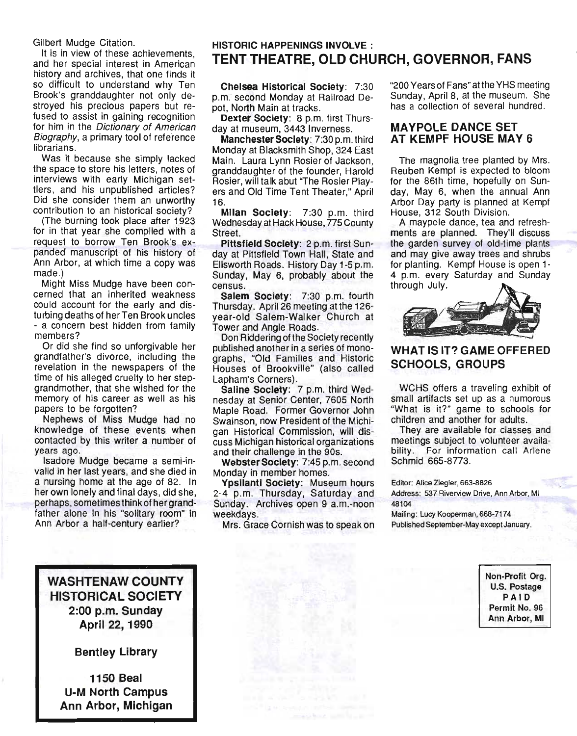Gilbert Mudge Citation.

It is in view of these achievements, and her special interest in American history and archives, that one finds it so difficult to understand why Ten Brook's granddaughter not only destroyed his precious papers but refused to assist in gaining recognition for him in the *Dictionary of American Biography*, a primary tool of reference librarians.

Was it because she simply lacked the space to store his letters, notes of interviews with early Michigan settlers, and his unpublished articles? Did she consider them an unworthy contribution to an historical society?

(The burning took place after 1923 for in that year she complied with a request to borrow Ten Brook's expanded manuscript of his history of Ann Arbor, at which time a copy was made.)

Might Miss Mudge have been concerned that an inherited weakness could account for the early and disturbing deaths of her Ten Brook uncles - a concern best hidden from family members?

Or did she find so unforgivable her grandfather's divorce, including the revelation in the newspapers of the time of his alleged cruelty to her step-grandmother, that she wished for the memory of his career as well as his papers to be forgotten?

Nephews of Miss Mudge had no knowledge of these events when contacted by this writer a number of years ago.

Isadore Mudge became a semi-invalid in her last years, and she died in a nursing home at the age of 82. In her own lonely and final days, did she, perhaps, sometimes think of her grandfather alone in his "solitary room" in Ann Arbor a half-century earlier?

## HISTORIC HAPPENINGS INVOLVE : TENT THEATRE, OLD CHURCH, GOVERNOR, FANS

**Chelsea Historical Society**: 7:30 p.m. second Monday at Railroad Depot, North Main at tracks.

**Dexter Society**: 8 p.m. first Thursday at museum, 3443 Inverness.

**Manchester Society**: 7:30 p.m. third Monday at Blacksmith Shop, 324 East Main. Laura Lynn Rosier of Jackson, granddaughter of the founder, Harold Rosier, will talk abut "The Rosier Players and Old Time Tent Theater," April 16.

**Milan Society**: 7:30 p.m. third Wednesday at Hack House, 775 County Street.

**Pittsfield Society**: 2 p.m. first Sunday at Pittsfield Town Hall, State and Ellsworth Roads. History Day 1-5 p.m. Sunday, May 6, probably about the census.

**Salem Society**: 7:30 p.m. fourth Thursday. April 26 meeting at the 126-year-old Salem-Walker Church at Tower and Angle Roads.

Don Riddering of the Society recently published another in a series of monographs, "Old Families and Historic Houses of Brookville" (also called Lapham's Corners).

**Saline Society**: 7 p.m. third Wednesday at Senior Center, 7605 North Maple Road. Former Governor John Swainson, now President of the Michigan Historical Commission, will discuss Michigan historical organizations and their challenge in the 90s.

**Webster Society**: 7:45 p.m. second Monday in member homes.

**Ypsilanti Society**: Museum hours 2-4 p.m. Thursday, Saturday and Sunday. Archives open 9 a.m.-noon weekdays.

Mrs. Grace Cornish was to speak on "200 Years of Fans" at the YHS meeting Sunday, April 8, at the museum. She has a collection of several hundred.

## MAYPOLE DANCE SET AT KEMPF HOUSE MAY 6

The magnolia tree planted by Mrs. Reuben Kempf is expected to bloom for the 86th time, hopefully on Sunday, May 6, when the annual Ann Arbor Day party is planned at Kempf House, 312 South Division.

A maypole dance, tea and refreshments are planned. They'll discuss the garden survey of old-time plants and may give away trees and shrubs for planting. Kempf House is open 1-4 p.m. every Saturday and Sunday through July.

## WHAT IS IT? GAME OFFERED SCHOOLS, GROUPS

WCHS offers a traveling exhibit of small artifacts set up as a humorous "What is it?" game to schools for children and another for adults.

They are available for classes and meetings subject to volunteer availability. For information call Arlene Schmid 665-8773.

Editor: Alice Ziegler, 663-8826
Address: 537 Riverview Drive, Ann Arbor, MI 48104
Mailing: Lucy Kooperman, 668-7174
Published September-May except January.

**WASHTENAW COUNTY HISTORICAL SOCIETY**
**2:00 p.m. Sunday**
**April 22, 1990**

**Bentley Library**

**1150 Beal**
**U-M North Campus**
**Ann Arbor, Michigan**

Non-Profit Org.
U.S. Postage
PAID
Permit No. 96
Ann Arbor, MI